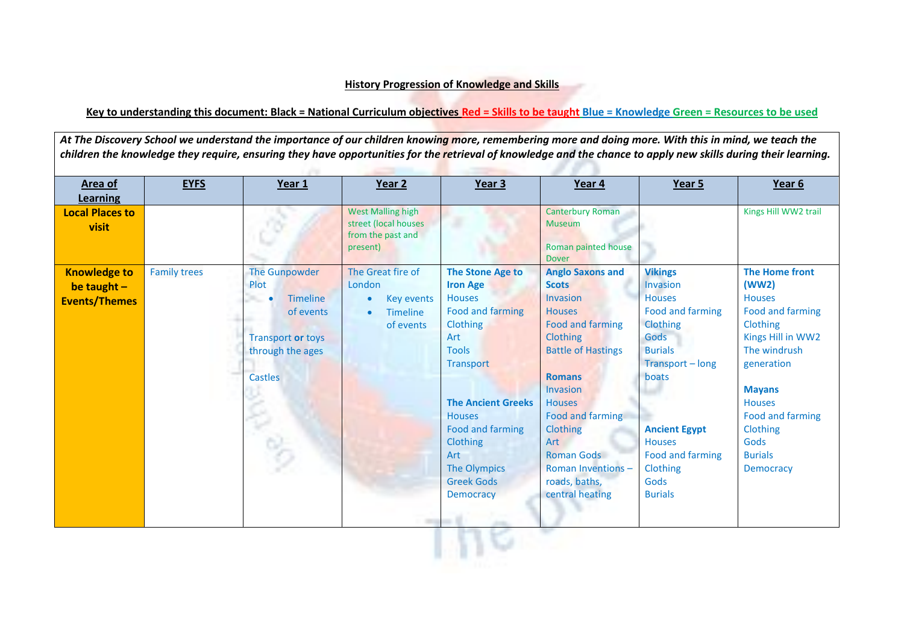**History Progression of Knowledge and Skills**

**Key to understanding this document: Black = National Curriculum objectives Red = Skills to be taught Blue = Knowledge Green = Resources to be used**

*At The Discovery School we understand the importance of our children knowing more, remembering more and doing more. With this in mind, we teach the children the knowledge they require, ensuring they have opportunities for the retrieval of knowledge and the chance to apply new skills during their learning.*

| Area of Learning | EYFS | Year 1 | Year 2 | Year 3 | Year 4 | Year 5 | Year 6 |
|---|---|---|---|---|---|---|---|
| **Local Places to visit** | | | West Malling high street (local houses from the past and present) | | Canterbury Roman Museum<br><br>Roman painted house Dover | | Kings Hill WW2 trail |
| **Knowledge to be taught – Events/Themes** | Family trees | The Gunpowder Plot<br>• Timeline of events<br><br>Transport **or** toys through the ages<br><br>Castles | The Great fire of London<br>• Key events<br>• Timeline of events | **The Stone Age to Iron Age**<br>Houses<br>Food and farming<br>Clothing<br>Art<br>Tools<br>Transport<br><br>**The Ancient Greeks**<br>Houses<br>Food and farming<br>Clothing<br>Art<br>The Olympics<br>Greek Gods<br>Democracy | **Anglo Saxons and Scots**<br>Invasion<br>Houses<br>Food and farming<br>Clothing<br>Battle of Hastings<br><br>**Romans**<br>Invasion<br>Houses<br>Food and farming<br>Clothing<br>Art<br>Roman Gods<br>Roman Inventions – roads, baths, central heating | **Vikings**<br>Invasion<br>Houses<br>Food and farming<br>Clothing<br>Gods<br>Burials<br>Transport – long boats<br><br>**Ancient Egypt**<br>Houses<br>Food and farming<br>Clothing<br>Gods<br>Burials | **The Home front (WW2)**<br>Houses<br>Food and farming<br>Clothing<br>Kings Hill in WW2<br>The windrush generation<br><br>**Mayans**<br>Houses<br>Food and farming<br>Clothing<br>Gods<br>Burials<br>Democracy |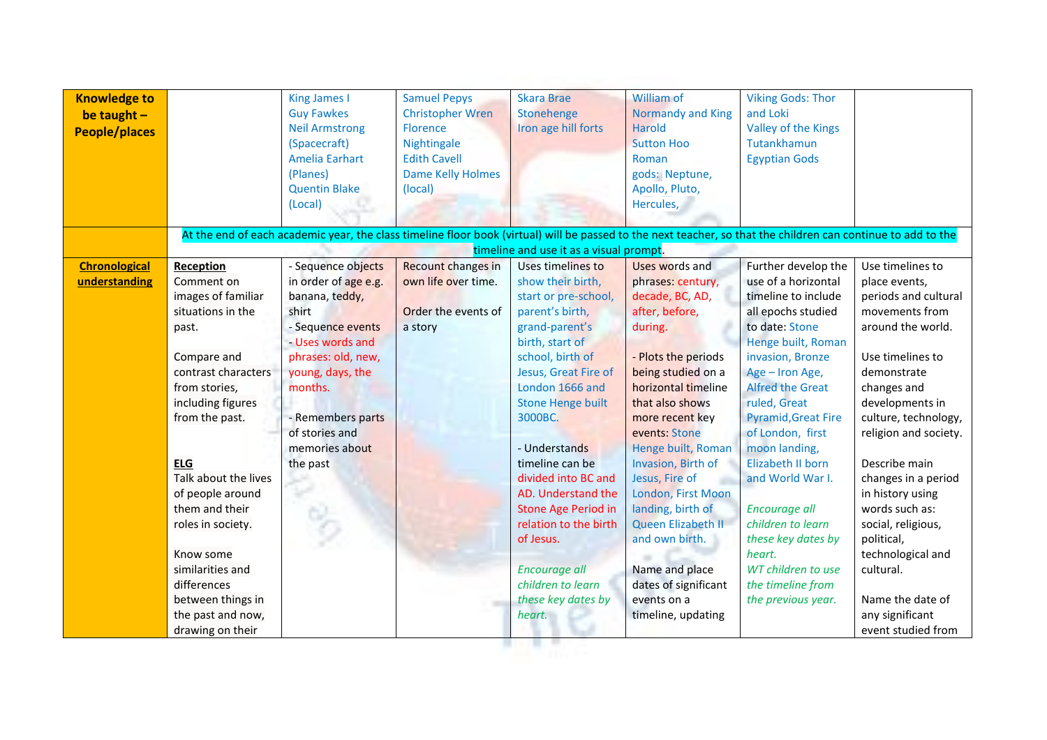| **Knowledge to be taught – People/places** | | King James I<br>Guy Fawkes<br>Neil Armstrong (Spacecraft)<br>Amelia Earhart (Planes)<br>Quentin Blake (Local) | Samuel Pepys<br>Christopher Wren<br>Florence Nightingale<br>Edith Cavell<br>Dame Kelly Holmes (local) | Skara Brae<br>Stonehenge<br>Iron age hill forts | William of Normandy and King Harold<br>Sutton Hoo<br>Roman gods: Neptune, Apollo, Pluto, Hercules, | Viking Gods: Thor and Loki<br>Valley of the Kings<br>Tutankhamun<br>Egyptian Gods | |
|---|---|---|---|---|---|---|---|
| | At the end of each academic year, the class timeline floor book (virtual) will be passed to the next teacher, so that the children can continue to add to the timeline and use it as a visual prompt. | | | | | | |
| **Chronological understanding** | **Reception**<br>Comment on images of familiar situations in the past.<br><br>Compare and contrast characters from stories, including figures from the past.<br><br>**ELG**<br>Talk about the lives of people around them and their roles in society.<br><br>Know some similarities and differences between things in the past and now, drawing on their | - Sequence objects in order of age e.g. banana, teddy, shirt<br>- Sequence events<br>- Uses words and phrases: old, new, young, days, the months.<br><br>- Remembers parts of stories and memories about the past | Recount changes in own life over time.<br><br>Order the events of a story | Uses timelines to show their birth, start or pre-school, parent's birth, grand-parent's birth, start of school, birth of Jesus, Great Fire of London 1666 and Stone Henge built 3000BC.<br><br>- Understands timeline can be divided into BC and AD. Understand the Stone Age Period in relation to the birth of Jesus.<br><br>*Encourage all children to learn these key dates by heart.* | Uses words and phrases: century, decade, BC, AD, after, before, during.<br><br>- Plots the periods being studied on a horizontal timeline that also shows more recent key events: Stone Henge built, Roman Invasion, Birth of Jesus, Fire of London, First Moon landing, birth of Queen Elizabeth II and own birth.<br><br>Name and place dates of significant events on a timeline, updating | Further develop the use of a horizontal timeline to include all epochs studied to date: Stone Henge built, Roman invasion, Bronze Age – Iron Age, Alfred the Great ruled, Great Pyramid,Great Fire of London, first moon landing, Elizabeth II born and World War I.<br><br>*Encourage all children to learn these key dates by heart.*<br>*WT children to use the timeline from the previous year.* | Use timelines to place events, periods and cultural movements from around the world.<br><br>Use timelines to demonstrate changes and developments in culture, technology, religion and society.<br><br>Describe main changes in a period in history using words such as: social, religious, political, technological and cultural.<br><br>Name the date of any significant event studied from |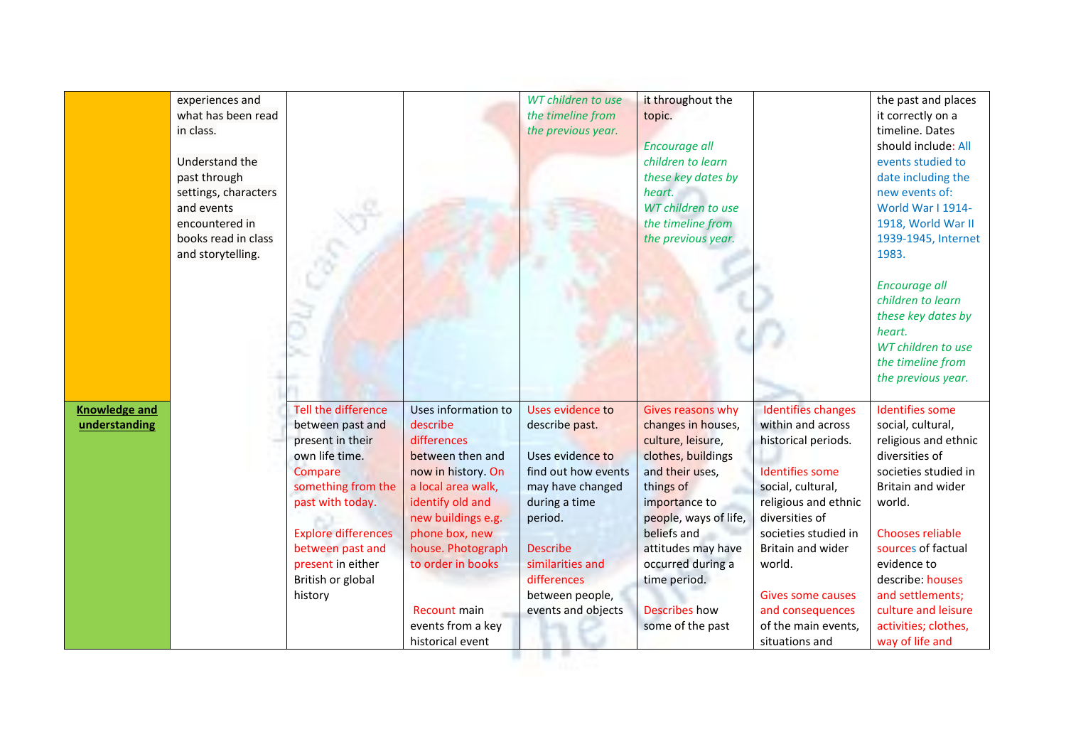| | | | | | | | |
|---|---|---|---|---|---|---|---|
| | experiences and what has been read in class.<br><br>Understand the past through settings, characters and events encountered in books read in class and storytelling. | | | *WT children to use the timeline from the previous year.* | it throughout the topic.<br><br>*Encourage all children to learn these key dates by heart.*<br>*WT children to use the timeline from the previous year.* | | the past and places it correctly on a timeline. Dates should include: All events studied to date including the new events of: World War I 1914-1918, World War II 1939-1945, Internet 1983.<br><br>*Encourage all children to learn these key dates by heart.*<br>*WT children to use the timeline from the previous year.* |
| **Knowledge and understanding** | | Tell the difference between past and present in their own life time. Compare something from the past with today.<br><br>Explore differences between past and present in either British or global history | Uses information to describe differences between then and now in history. On a local area walk, identify old and new buildings e.g. phone box, new house. Photograph to order in books<br><br>Recount main events from a key historical event | Uses evidence to describe past.<br><br>Uses evidence to find out how events may have changed during a time period.<br><br>Describe similarities and differences between people, events and objects | Gives reasons why changes in houses, culture, leisure, clothes, buildings and their uses, things of importance to people, ways of life, beliefs and attitudes may have occurred during a time period.<br><br>Describes how some of the past | Identifies changes within and across historical periods.<br><br>Identifies some social, cultural, religious and ethnic diversities of societies studied in Britain and wider world.<br><br>Gives some causes and consequences of the main events, situations and | Identifies some social, cultural, religious and ethnic diversities of societies studied in Britain and wider world.<br><br>Chooses reliable sources of factual evidence to describe: houses and settlements; culture and leisure activities; clothes, way of life and |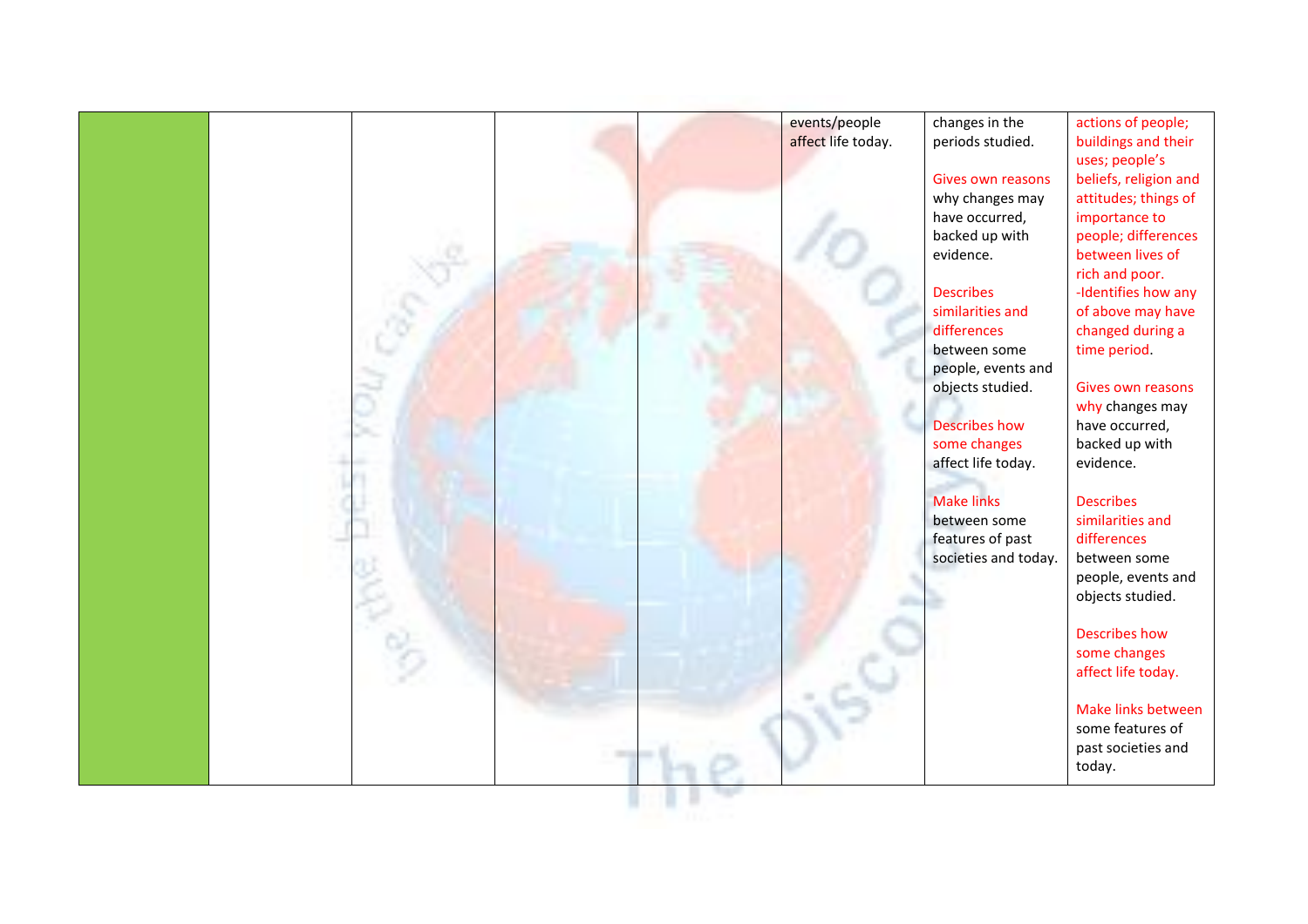| | | | | | | | |
|---|---|---|---|---|---|---|---|
| | | | | | events/people affect life today. | changes in the periods studied.<br><br>Gives own reasons why changes may have occurred, backed up with evidence.<br><br>Describes similarities and differences between some people, events and objects studied.<br><br>Describes how some changes affect life today.<br><br>Make links between some features of past societies and today. | actions of people; buildings and their uses; people's beliefs, religion and attitudes; things of importance to people; differences between lives of rich and poor.<br>-Identifies how any of above may have changed during a time period.<br><br>Gives own reasons why changes may have occurred, backed up with evidence.<br><br>Describes similarities and differences between some people, events and objects studied.<br><br>Describes how some changes affect life today.<br><br>Make links between some features of past societies and today. |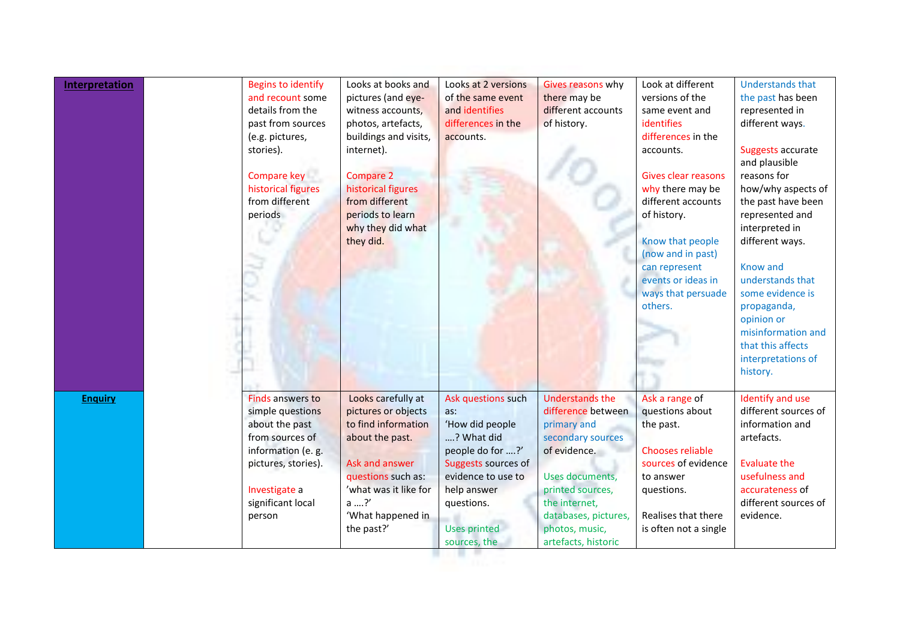| **Interpretation** | | Begins to identify and recount some details from the past from sources (e.g. pictures, stories).<br><br>Compare key historical figures from different periods | Looks at books and pictures (and eye-witness accounts, photos, artefacts, buildings and visits, internet).<br><br>Compare 2 historical figures from different periods to learn why they did what they did. | Looks at 2 versions of the same event and identifies differences in the accounts. | Gives reasons why there may be different accounts of history. | Look at different versions of the same event and identifies differences in the accounts.<br><br>Gives clear reasons why there may be different accounts of history.<br><br>Know that people (now and in past) can represent events or ideas in ways that persuade others. | Understands that the past has been represented in different ways.<br><br>Suggests accurate and plausible reasons for how/why aspects of the past have been represented and interpreted in different ways.<br><br>Know and understands that some evidence is propaganda, opinion or misinformation and that this affects interpretations of history. |
|---|---|---|---|---|---|---|---|
| **Enquiry** | | Finds answers to simple questions about the past from sources of information (e. g. pictures, stories).<br><br>Investigate a significant local person | Looks carefully at pictures or objects to find information about the past.<br><br>Ask and answer questions such as: 'what was it like for a ….?' 'What happened in the past?' | Ask questions such as: 'How did people ….? What did people do for ….?' Suggests sources of evidence to use to help answer questions.<br><br>Uses printed sources, the | Understands the difference between primary and secondary sources of evidence.<br><br>Uses documents, printed sources, the internet, databases, pictures, photos, music, artefacts, historic | Ask a range of questions about the past.<br><br>Chooses reliable sources of evidence to answer questions.<br><br>Realises that there is often not a single | Identify and use different sources of information and artefacts.<br><br>Evaluate the usefulness and accurateness of different sources of evidence. |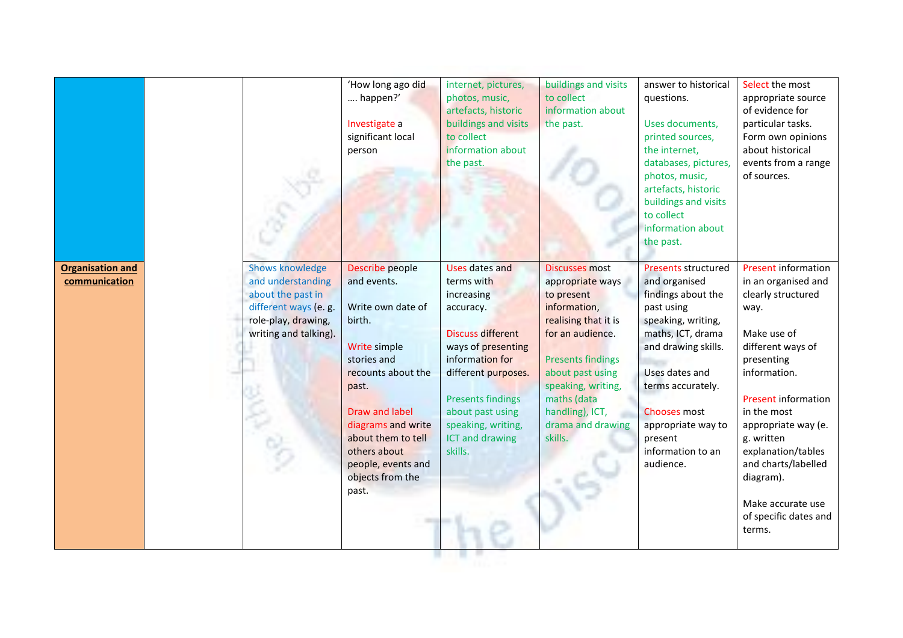| | | | | | | | |
|---|---|---|---|---|---|---|---|
| | | | 'How long ago did …. happen?'<br><br>Investigate a significant local person | internet, pictures, photos, music, artefacts, historic buildings and visits to collect information about the past. | buildings and visits to collect information about the past. | answer to historical questions.<br><br>Uses documents, printed sources, the internet, databases, pictures, photos, music, artefacts, historic buildings and visits to collect information about the past. | Select the most appropriate source of evidence for particular tasks. Form own opinions about historical events from a range of sources. |
| **Organisation and communication** | | Shows knowledge and understanding about the past in different ways (e. g. role-play, drawing, writing and talking). | Describe people and events.<br><br>Write own date of birth.<br><br>Write simple stories and recounts about the past.<br><br>Draw and label diagrams and write about them to tell others about people, events and objects from the past. | Uses dates and terms with increasing accuracy.<br><br>Discuss different ways of presenting information for different purposes.<br><br>Presents findings about past using speaking, writing, ICT and drawing skills. | Discusses most appropriate ways to present information, realising that it is for an audience.<br><br>Presents findings about past using speaking, writing, maths (data handling), ICT, drama and drawing skills. | Presents structured and organised findings about the past using speaking, writing, maths, ICT, drama and drawing skills.<br><br>Uses dates and terms accurately.<br><br>Chooses most appropriate way to present information to an audience. | Present information in an organised and clearly structured way.<br><br>Make use of different ways of presenting information.<br><br>Present information in the most appropriate way (e. g. written explanation/tables and charts/labelled diagram).<br><br>Make accurate use of specific dates and terms. |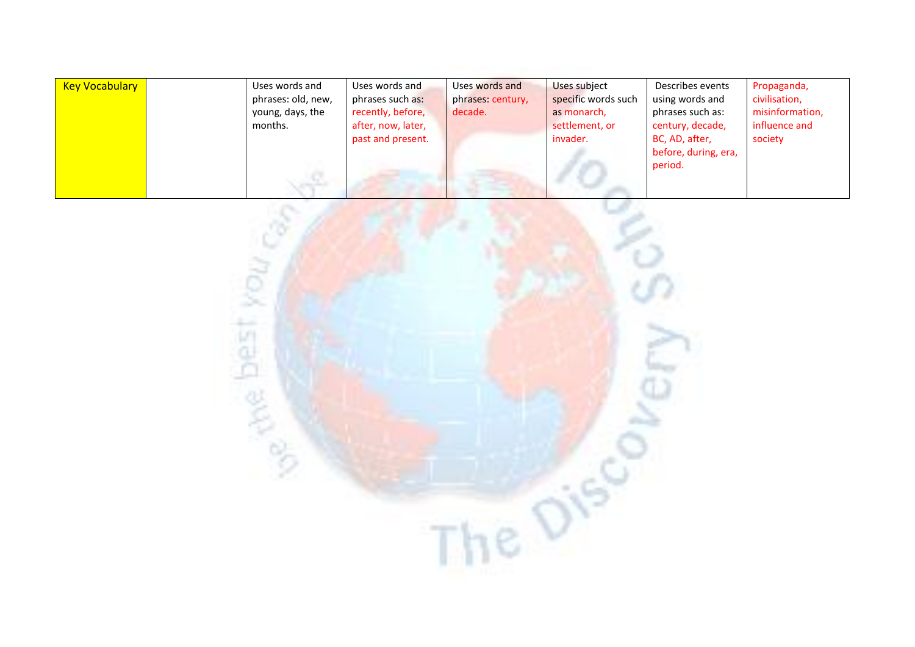| | | | | | | | |
|---|---|---|---|---|---|---|---|
| Key Vocabulary | | Uses words and phrases: old, new, young, days, the months. | Uses words and phrases such as: recently, before, after, now, later, past and present. | Uses words and phrases: century, decade. | Uses subject specific words such as monarch, settlement, or invader. | Describes events using words and phrases such as: century, decade, BC, AD, after, before, during, era, period. | Propaganda, civilisation, misinformation, influence and society |